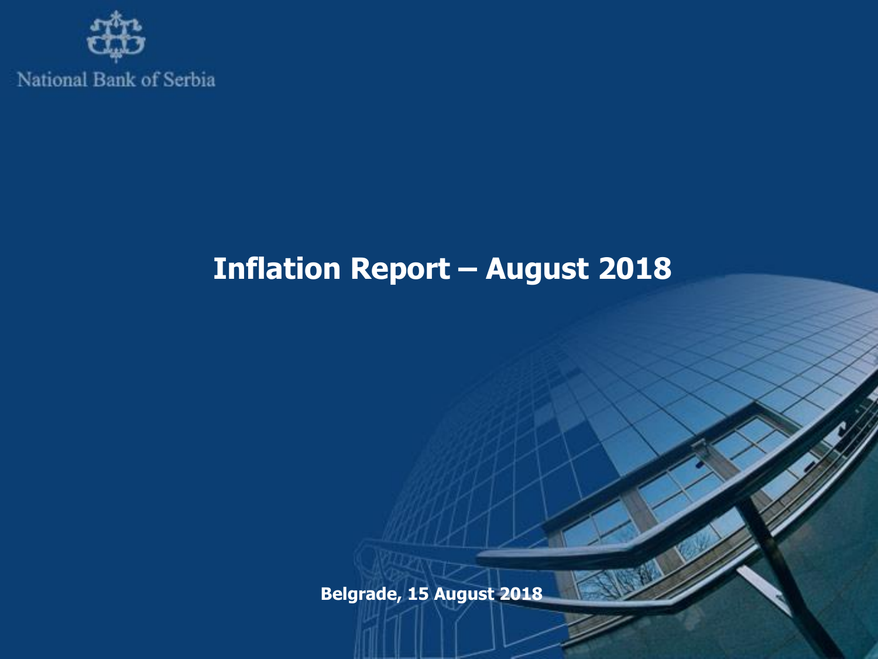National Bank of Serbia

# Inflation Report – August 2018

**Belgrade, 15 August 2018**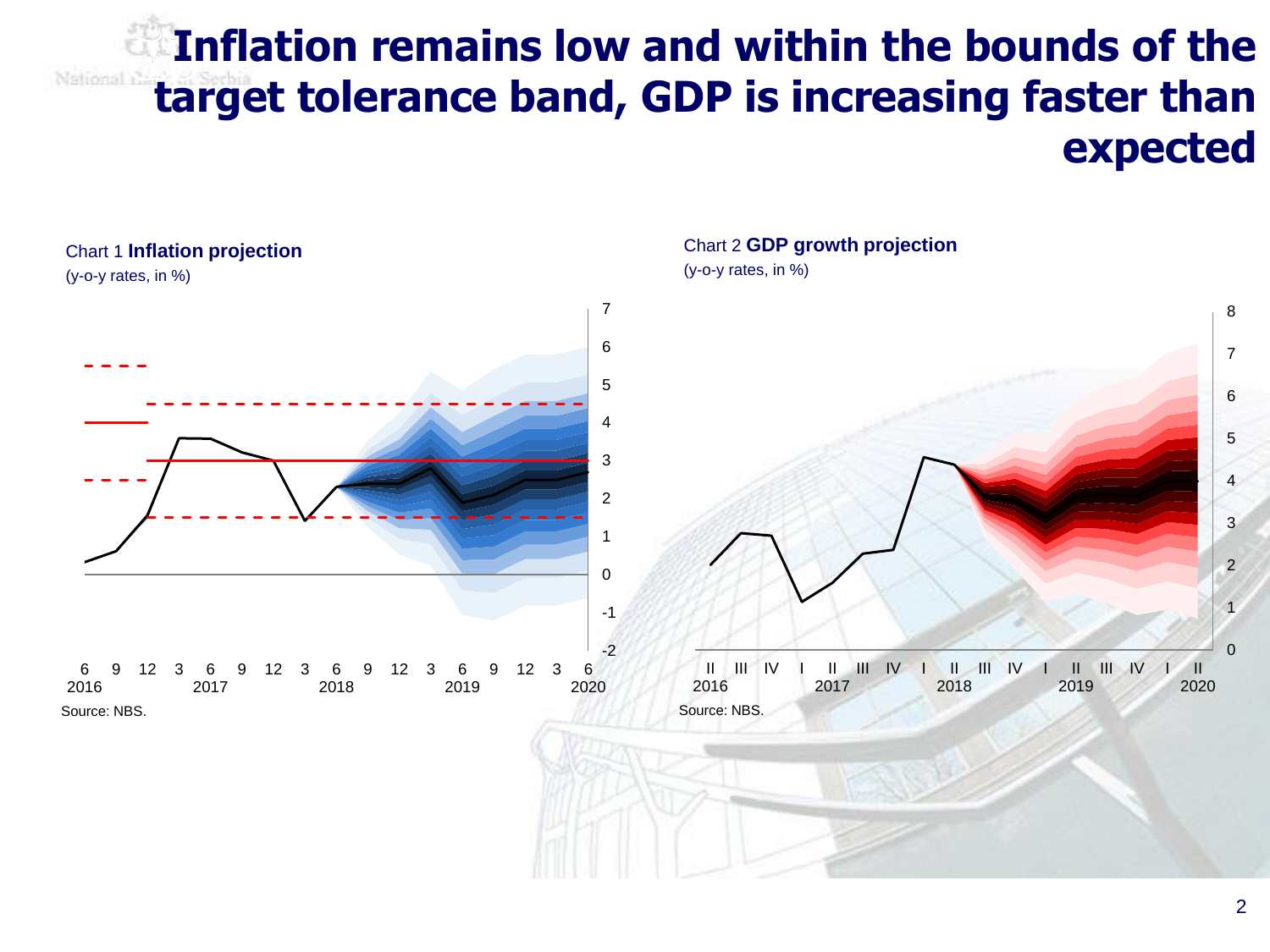# Inflation remains low and within the bounds of the target tolerance band, GDP is increasing faster than expected

Chart 1 **Inflation projection**
(y-o-y rates, in %)

Source: NBS.

Chart 2 **GDP growth projection**
(y-o-y rates, in %)

Source: NBS.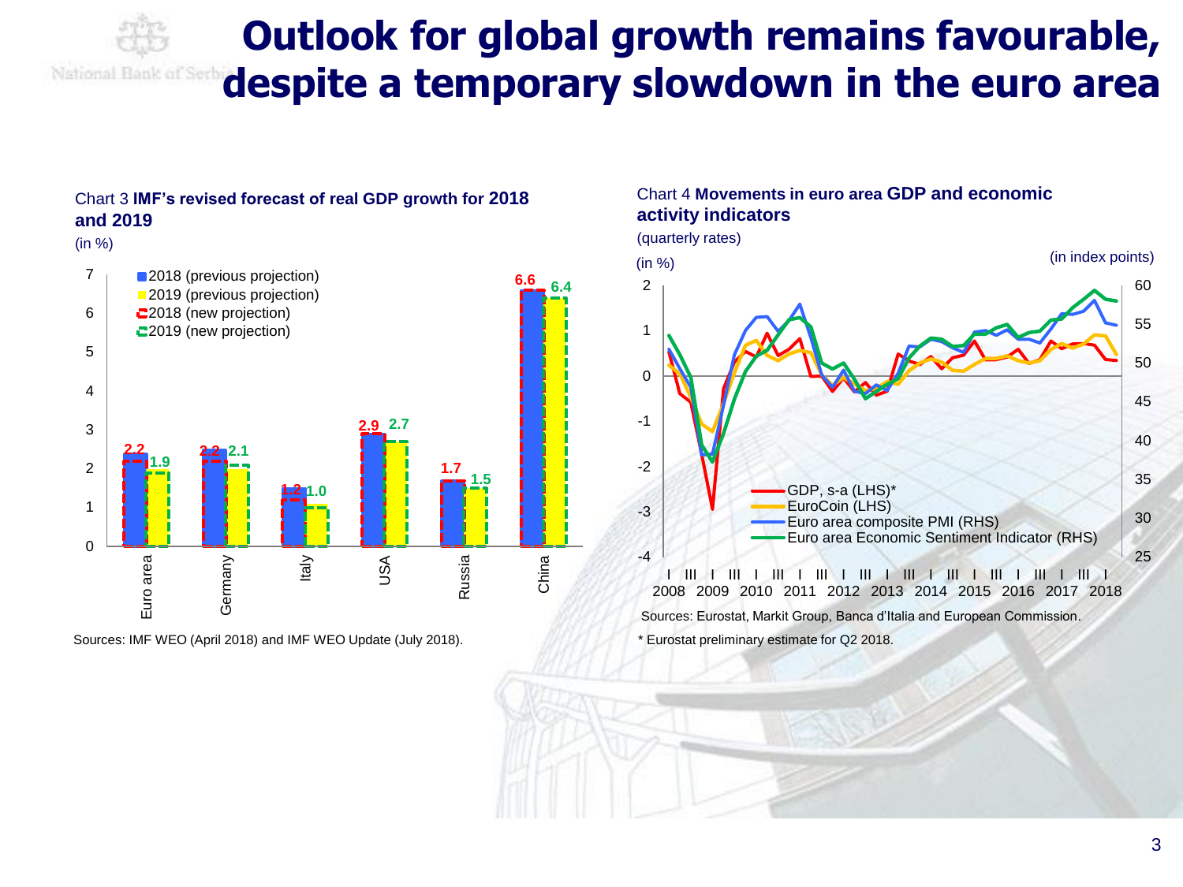# Outlook for global growth remains favourable, despite a temporary slowdown in the euro area

Chart 3 **IMF's revised forecast of real GDP growth for 2018 and 2019**

(in %)

| | 2018 (new projection) | 2019 (new projection) |
|---|---|---|
| Euro area | 2.2 | 1.9 |
| Germany | 2.2 | 2.1 |
| Italy | 1.2 | 1.0 |
| USA | 2.9 | 2.7 |
| Russia | 1.7 | 1.5 |
| China | 6.6 | 6.4 |

Sources: IMF WEO (April 2018) and IMF WEO Update (July 2018).

Chart 4 **Movements in euro area GDP and economic activity indicators**

(quarterly rates)

GDP, s-a (LHS)*; EuroCoin (LHS); Euro area composite PMI (RHS); Euro area Economic Sentiment Indicator (RHS)

Sources: Eurostat, Markit Group, Banca d'Italia and European Commission.

\* Eurostat preliminary estimate for Q2 2018.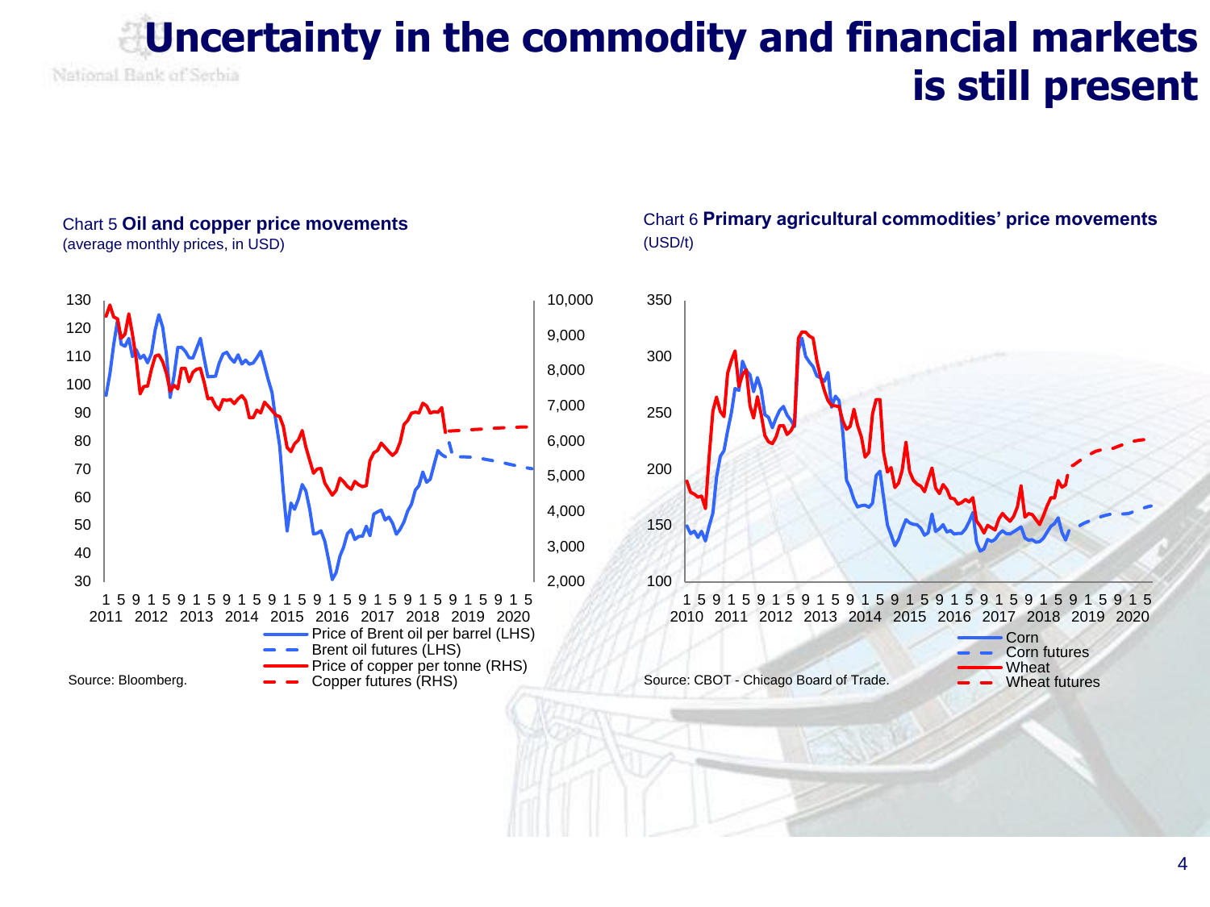# Uncertainty in the commodity and financial markets is still present

Chart 5 **Oil and copper price movements**
(average monthly prices, in USD)

Source: Bloomberg.

Chart 6 **Primary agricultural commodities' price movements**
(USD/t)

Source: CBOT - Chicago Board of Trade.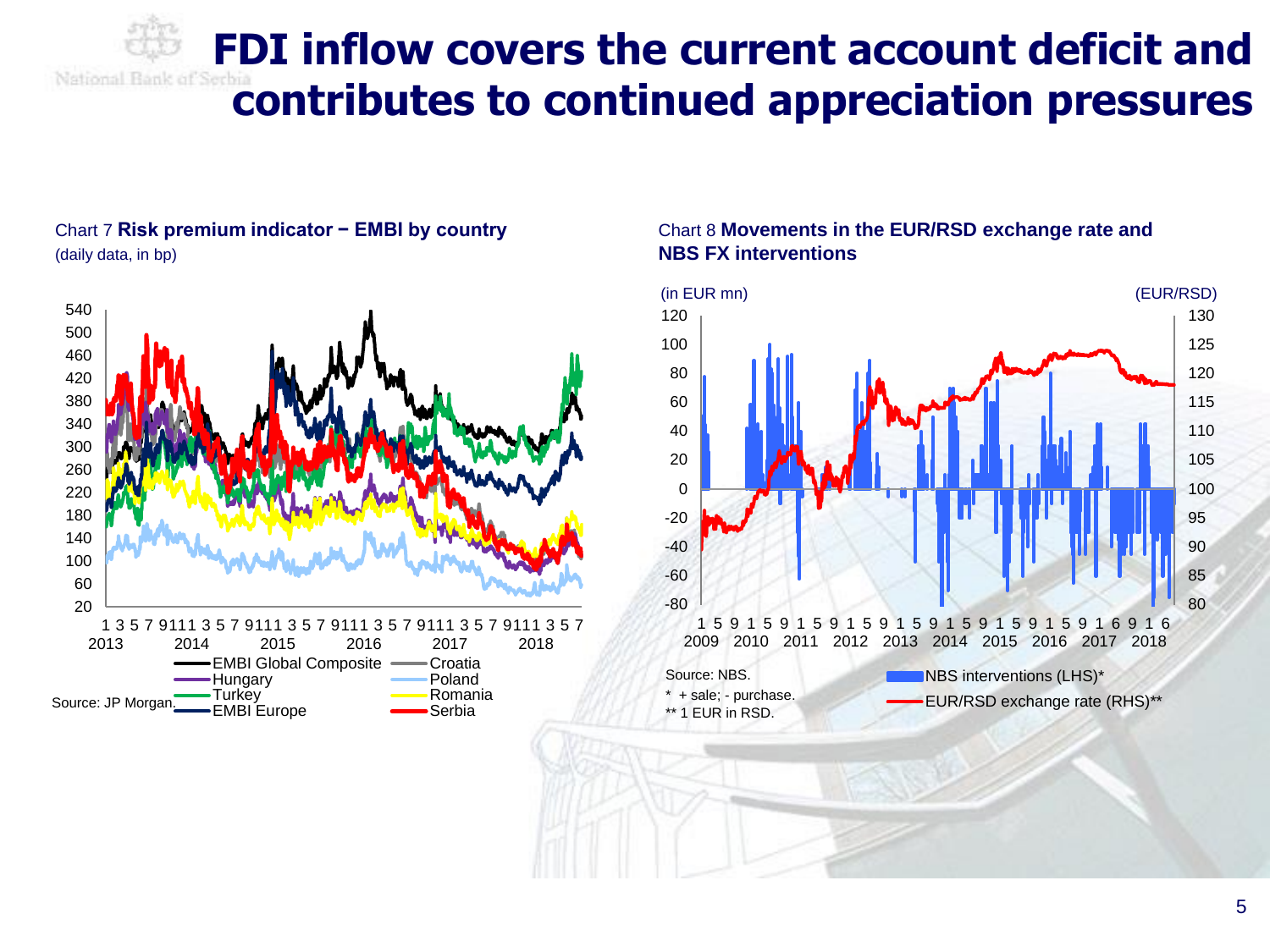# FDI inflow covers the current account deficit and contributes to continued appreciation pressures

Chart 7 **Risk premium indicator − EMBI by country**
(daily data, in bp)

Source: JP Morgan.

Chart 8 **Movements in the EUR/RSD exchange rate and NBS FX interventions**

Source: NBS.

\* + sale; - purchase.

\*\* 1 EUR in RSD.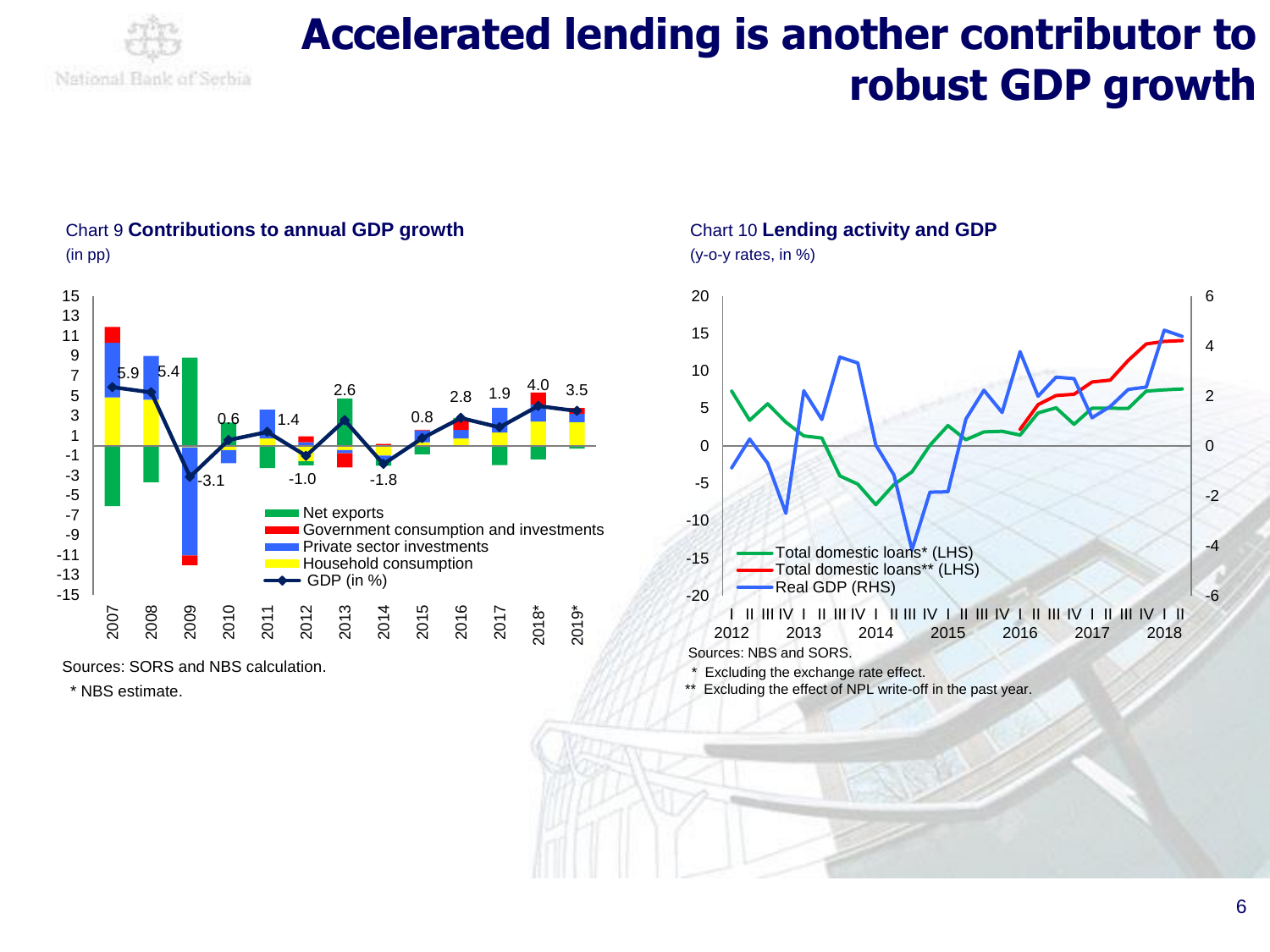# Accelerated lending is another contributor to robust GDP growth

Chart 9 **Contributions to annual GDP growth**
(in pp)

Sources: SORS and NBS calculation.

\* NBS estimate.

Chart 10 **Lending activity and GDP**
(y-o-y rates, in %)

Sources: NBS and SORS.

\* Excluding the exchange rate effect.

\*\* Excluding the effect of NPL write-off in the past year.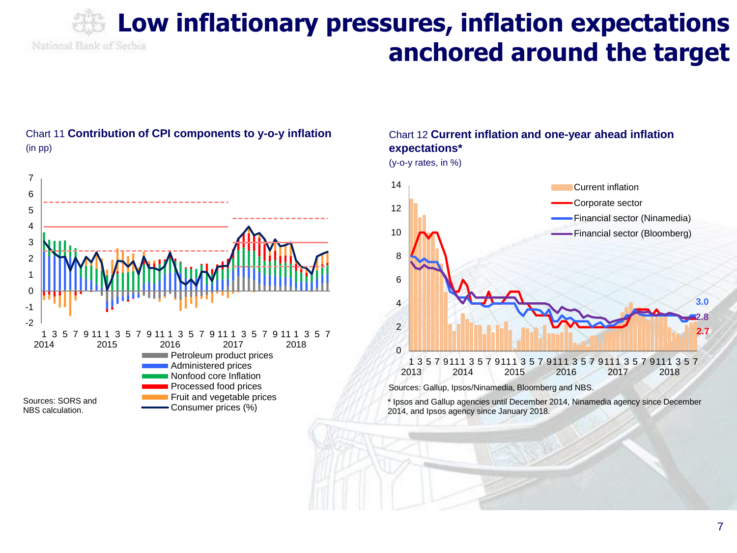# Low inflationary pressures, inflation expectations anchored around the target

Chart 11 **Contribution of CPI components to y-o-y inflation**
(in pp)

- Petroleum product prices
- Administered prices
- Nonfood core Inflation
- Processed food prices
- Fruit and vegetable prices
- Consumer prices (%)

Sources: SORS and NBS calculation.

Chart 12 **Current inflation and one-year ahead inflation expectations***
(y-o-y rates, in %)

- Current inflation
- Corporate sector
- Financial sector (Ninamedia)
- Financial sector (Bloomberg)

Sources: Gallup, Ipsos/Ninamedia, Bloomberg and NBS.

* Ipsos and Gallup agencies until December 2014, Ninamedia agency since December 2014, and Ipsos agency since January 2018.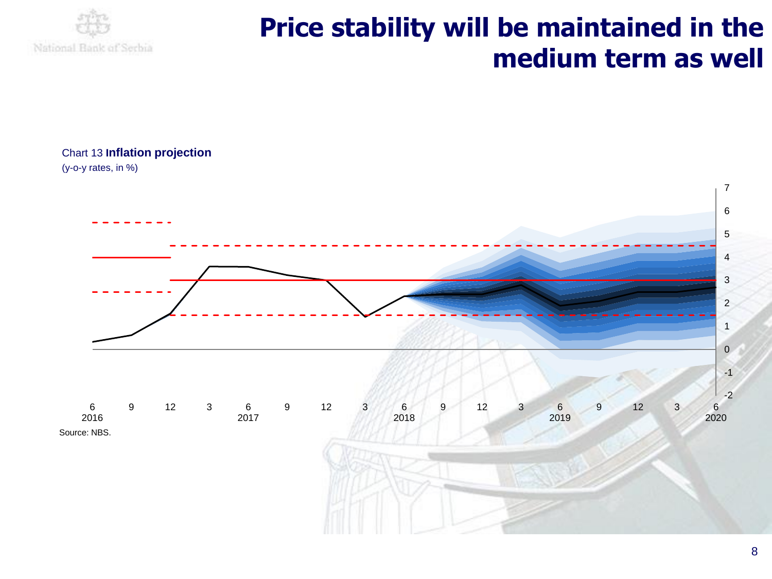# Price stability will be maintained in the medium term as well

Chart 13 **Inflation projection**

(y-o-y rates, in %)

Source: NBS.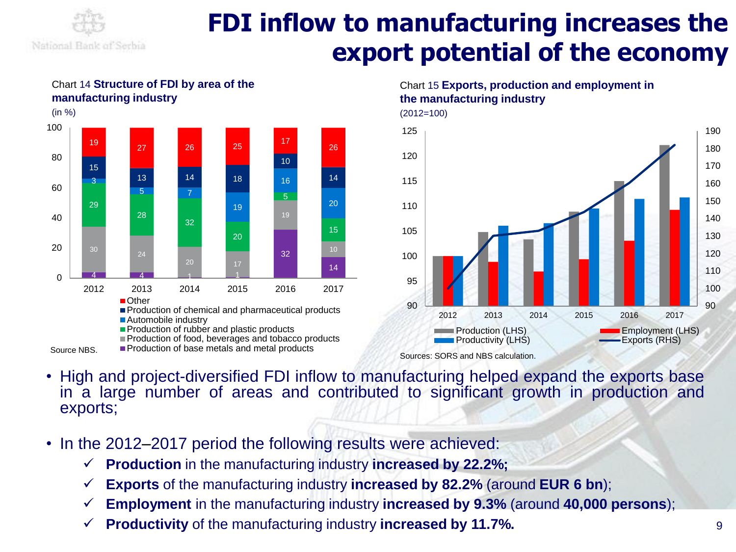# FDI inflow to manufacturing increases the export potential of the economy

Chart 14 **Structure of FDI by area of the manufacturing industry**

(in %)

| | 2012 | 2013 | 2014 | 2015 | 2016 | 2017 |
|---|---|---|---|---|---|---|
| Other | 19 | 27 | 26 | 25 | 17 | 26 |
| Production of chemical and pharmaceutical products | 15 | 13 | 14 | 18 | 10 | 14 |
| Automobile industry | 3 | 5 | 7 | 19 | 16 | 20 |
| Production of rubber and plastic products | 29 | 28 | 32 | 20 | 5 | 15 |
| Production of food, beverages and tobacco products | 30 | 24 | 20 | 17 | 19 | 10 |
| Production of base metals and metal products | 4 | 4 | 1 | 1 | 32 | 14 |

Source NBS.

Chart 15 **Exports, production and employment in the manufacturing industry**

(2012=100)

Production (LHS), Employment (LHS), Productivity (LHS), Exports (RHS); 2012–2017

Sources: SORS and NBS calculation.

- High and project-diversified FDI inflow to manufacturing helped expand the exports base in a large number of areas and contributed to significant growth in production and exports;

- In the 2012–2017 period the following results were achieved:
  - ✓ **Production** in the manufacturing industry **increased by 22.2%;**
  - ✓ **Exports** of the manufacturing industry **increased by 82.2%** (around **EUR 6 bn**);
  - ✓ **Employment** in the manufacturing industry **increased by 9.3%** (around **40,000 persons**);
  - ✓ **Productivity** of the manufacturing industry **increased by 11.7%.**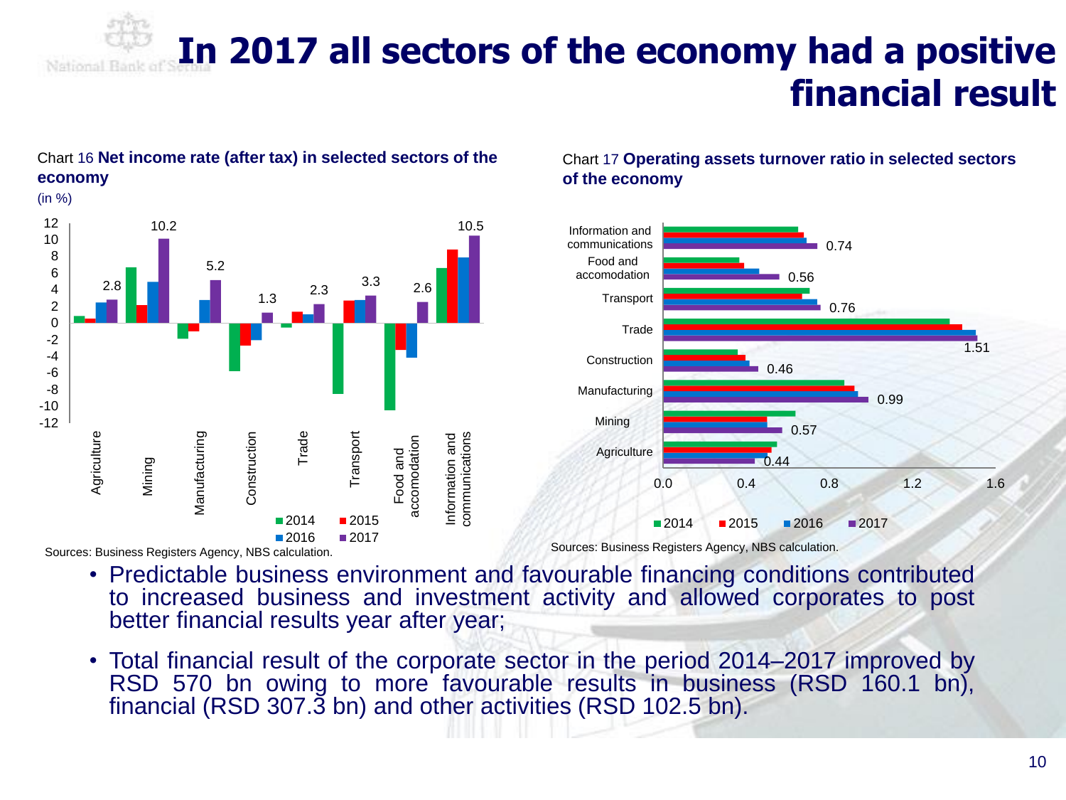# In 2017 all sectors of the economy had a positive financial result

Chart 16 **Net income rate (after tax) in selected sectors of the economy**

(in %)

12
10
8
6
4
2
0
-2
-4
-6
-8
-10
-12

2.8
10.2
5.2
1.3
2.3
3.3
2.6
10.5

Agriculture
Mining
Manufacturing
Construction
Trade
Transport
Food and accomodation
Information and communications

2014
2015
2016
2017

Sources: Business Registers Agency, NBS calculation.

Chart 17 **Operating assets turnover ratio in selected sectors of the economy**

Information and communications
Food and accomodation
Transport
Trade
Construction
Manufacturing
Mining
Agriculture

0.74
0.56
0.76
1.51
0.46
0.99
0.57
0.44

0.0
0.4
0.8
1.2
1.6

2014
2015
2016
2017

Sources: Business Registers Agency, NBS calculation.

- Predictable business environment and favourable financing conditions contributed to increased business and investment activity and allowed corporates to post better financial results year after year;
- Total financial result of the corporate sector in the period 2014–2017 improved by RSD 570 bn owing to more favourable results in business (RSD 160.1 bn), financial (RSD 307.3 bn) and other activities (RSD 102.5 bn).